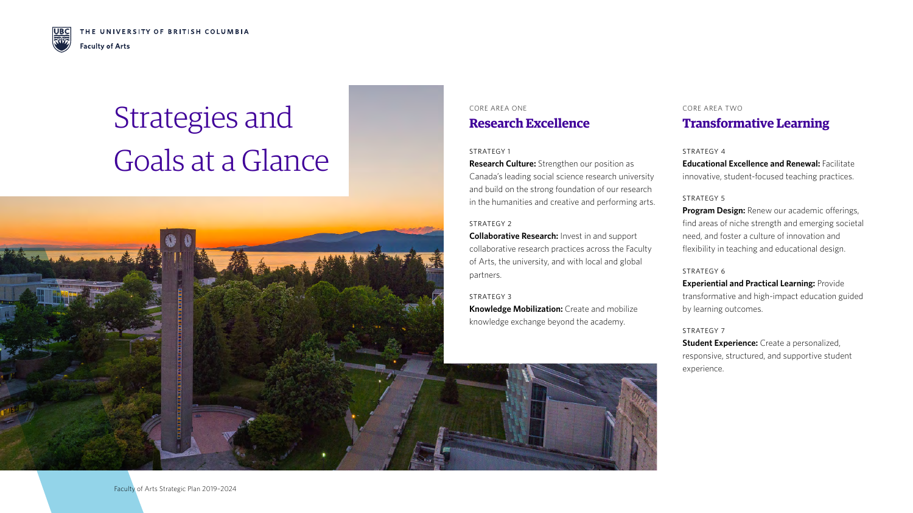# Strategies and Goals at a Glance

CORE AREA ONE

## Research Excellence

STRATEGY 1

**Research Culture:** Strengthen our position as Canada's leading social science research university and build on the strong foundation of our research in the humanities and creative and performing arts.

STRATEGY 2

**Collaborative Research:** Invest in and support collaborative research practices across the Faculty of Arts, the university, and with local and global partners.

STRATEGY 3

**Knowledge Mobilization:** Create and mobilize knowledge exchange beyond the academy.

CORE AREA TWO

## Transformative Learning

STRATEGY 4

**Educational Excellence and Renewal:** Facilitate innovative, student-focused teaching practices.

STRATEGY 5

**Program Design:** Renew our academic offerings, find areas of niche strength and emerging societal need, and foster a culture of innovation and flexibility in teaching and educational design.

STRATEGY 6

**Experiential and Practical Learning:** Provide transformative and high-impact education guided by learning outcomes.

STRATEGY 7

**Student Experience:** Create a personalized, responsive, structured, and supportive student experience.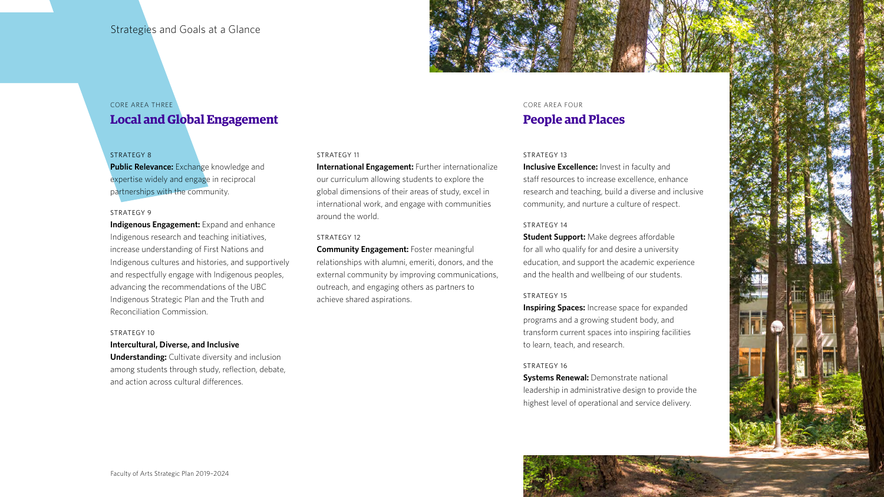Strategies and Goals at a Glance

CORE AREA THREE

## Local and Global Engagement

STRATEGY 8

**Public Relevance:** Exchange knowledge and expertise widely and engage in reciprocal partnerships with the community.

STRATEGY 9

**Indigenous Engagement:** Expand and enhance Indigenous research and teaching initiatives, increase understanding of First Nations and Indigenous cultures and histories, and supportively and respectfully engage with Indigenous peoples, advancing the recommendations of the UBC Indigenous Strategic Plan and the Truth and Reconciliation Commission.

STRATEGY 10

**Intercultural, Diverse, and Inclusive Understanding:** Cultivate diversity and inclusion among students through study, reflection, debate, and action across cultural differences.

STRATEGY 11

**International Engagement:** Further internationalize our curriculum allowing students to explore the global dimensions of their areas of study, excel in international work, and engage with communities around the world.

STRATEGY 12

**Community Engagement:** Foster meaningful relationships with alumni, emeriti, donors, and the external community by improving communications, outreach, and engaging others as partners to achieve shared aspirations.

CORE AREA FOUR

## People and Places

STRATEGY 13

**Inclusive Excellence:** Invest in faculty and staff resources to increase excellence, enhance research and teaching, build a diverse and inclusive community, and nurture a culture of respect.

STRATEGY 14

**Student Support:** Make degrees affordable for all who qualify for and desire a university education, and support the academic experience and the health and wellbeing of our students.

STRATEGY 15

**Inspiring Spaces:** Increase space for expanded programs and a growing student body, and transform current spaces into inspiring facilities to learn, teach, and research.

STRATEGY 16

**Systems Renewal:** Demonstrate national leadership in administrative design to provide the highest level of operational and service delivery.